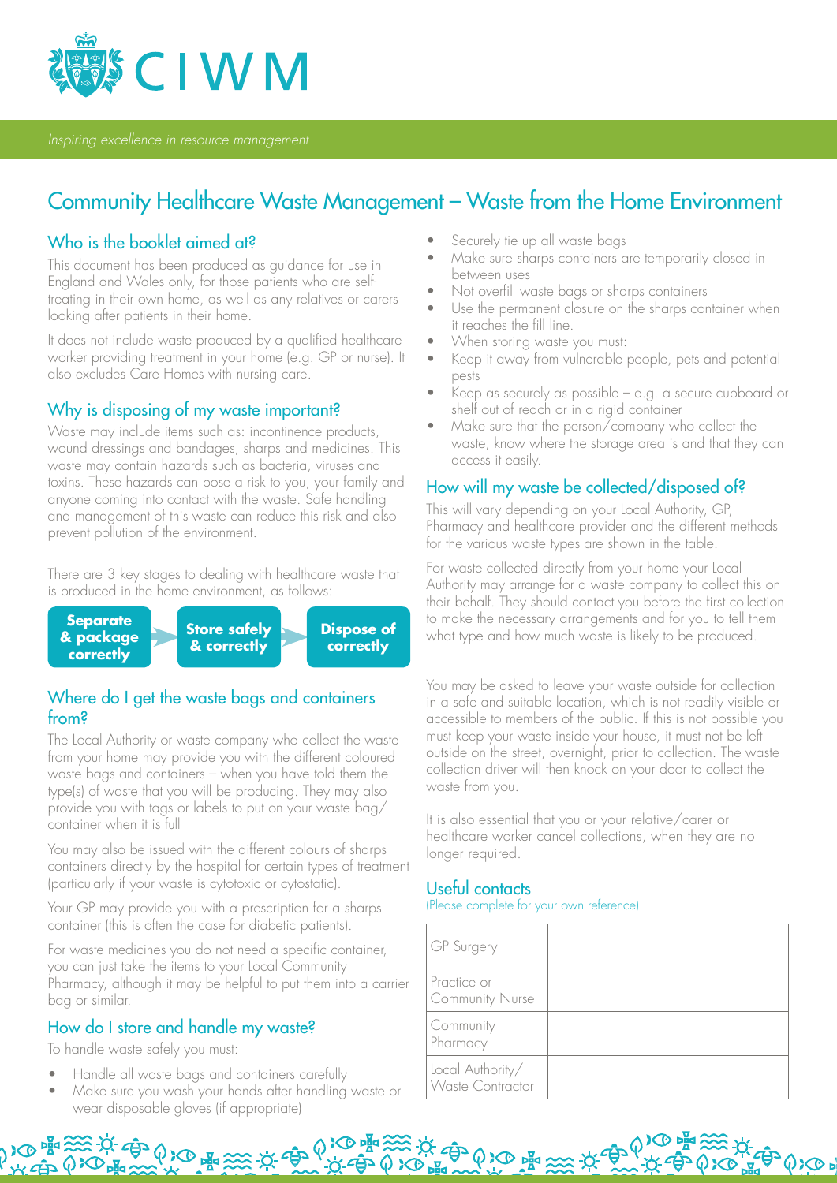CIWM

*Inspiring excellence in resource management*

# Community Healthcare Waste Management – Waste from the Home Environment

## Who is the booklet aimed at?

This document has been produced as guidance for use in England and Wales only, for those patients who are self-treating in their own home, as well as any relatives or carers looking after patients in their home.

It does not include waste produced by a qualified healthcare worker providing treatment in your home (e.g. GP or nurse). It also excludes Care Homes with nursing care.

## Why is disposing of my waste important?

Waste may include items such as: incontinence products, wound dressings and bandages, sharps and medicines. This waste may contain hazards such as bacteria, viruses and toxins. These hazards can pose a risk to you, your family and anyone coming into contact with the waste. Safe handling and management of this waste can reduce this risk and also prevent pollution of the environment.

There are 3 key stages to dealing with healthcare waste that is produced in the home environment, as follows:

**Separate & package correctly** → **Store safely & correctly** → **Dispose of correctly**

## Where do I get the waste bags and containers from?

The Local Authority or waste company who collect the waste from your home may provide you with the different coloured waste bags and containers – when you have told them the type(s) of waste that you will be producing. They may also provide you with tags or labels to put on your waste bag/container when it is full

You may also be issued with the different colours of sharps containers directly by the hospital for certain types of treatment (particularly if your waste is cytotoxic or cytostatic).

Your GP may provide you with a prescription for a sharps container (this is often the case for diabetic patients).

For waste medicines you do not need a specific container, you can just take the items to your Local Community Pharmacy, although it may be helpful to put them into a carrier bag or similar.

## How do I store and handle my waste?

To handle waste safely you must:

- Handle all waste bags and containers carefully
- Make sure you wash your hands after handling waste or wear disposable gloves (if appropriate)
- Securely tie up all waste bags
- Make sure sharps containers are temporarily closed in between uses
- Not overfill waste bags or sharps containers
- Use the permanent closure on the sharps container when it reaches the fill line.
- When storing waste you must:
- Keep it away from vulnerable people, pets and potential pests
- Keep as securely as possible – e.g. a secure cupboard or shelf out of reach or in a rigid container
- Make sure that the person/company who collect the waste, know where the storage area is and that they can access it easily.

## How will my waste be collected/disposed of?

This will vary depending on your Local Authority, GP, Pharmacy and healthcare provider and the different methods for the various waste types are shown in the table.

For waste collected directly from your home your Local Authority may arrange for a waste company to collect this on their behalf. They should contact you before the first collection to make the necessary arrangements and for you to tell them what type and how much waste is likely to be produced.

You may be asked to leave your waste outside for collection in a safe and suitable location, which is not readily visible or accessible to members of the public. If this is not possible you must keep your waste inside your house, it must not be left outside on the street, overnight, prior to collection. The waste collection driver will then knock on your door to collect the waste from you.

It is also essential that you or your relative/carer or healthcare worker cancel collections, when they are no longer required.

## Useful contacts

(Please complete for your own reference)

| | |
|---|---|
| GP Surgery | |
| Practice or Community Nurse | |
| Community Pharmacy | |
| Local Authority/ Waste Contractor | |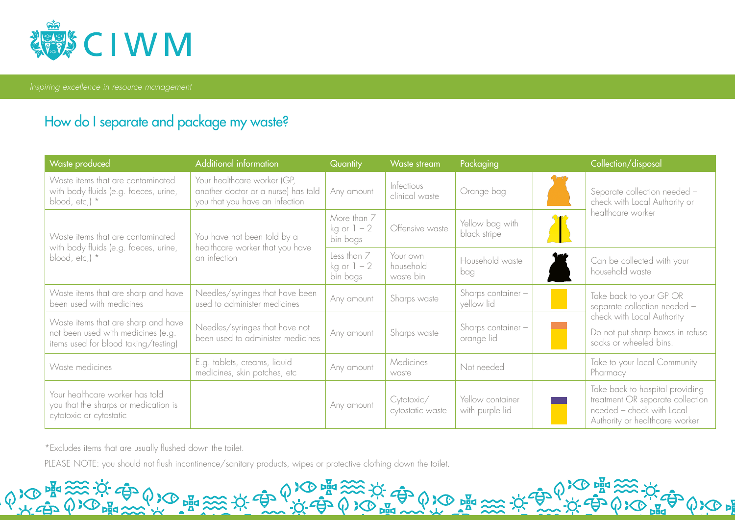CIWM

*Inspiring excellence in resource management*

## How do I separate and package my waste?

| Waste produced | Additional information | Quantity | Waste stream | Packaging | | Collection/disposal |
|---|---|---|---|---|---|---|
| Waste items that are contaminated with body fluids (e.g. faeces, urine, blood, etc,) * | Your healthcare worker (GP, another doctor or a nurse) has told you that you have an infection | Any amount | Infectious clinical waste | Orange bag | | Separate collection needed – check with Local Authority or healthcare worker |
| Waste items that are contaminated with body fluids (e.g. faeces, urine, blood, etc,) * | You have not been told by a healthcare worker that you have an infection | More than 7 kg or 1 – 2 bin bags | Offensive waste | Yellow bag with black stripe | | |
| | | Less than 7 kg or 1 – 2 bin bags | Your own household waste bin | Household waste bag | | Can be collected with your household waste |
| Waste items that are sharp and have been used with medicines | Needles/syringes that have been used to administer medicines | Any amount | Sharps waste | Sharps container – yellow lid | | Take back to your GP OR separate collection needed – check with Local Authority<br><br>Do not put sharp boxes in refuse sacks or wheeled bins. |
| Waste items that are sharp and have not been used with medicines (e.g. items used for blood taking/testing) | Needles/syringes that have not been used to administer medicines | Any amount | Sharps waste | Sharps container – orange lid | | |
| Waste medicines | E.g. tablets, creams, liquid medicines, skin patches, etc | Any amount | Medicines waste | Not needed | | Take to your local Community Pharmacy |
| Your healthcare worker has told you that the sharps or medication is cytotoxic or cytostatic | | Any amount | Cytotoxic/ cytostatic waste | Yellow container with purple lid | | Take back to hospital providing treatment OR separate collection needed – check with Local Authority or healthcare worker |

*Excludes items that are usually flushed down the toilet.

PLEASE NOTE: you should not flush incontinence/sanitary products, wipes or protective clothing down the toilet.